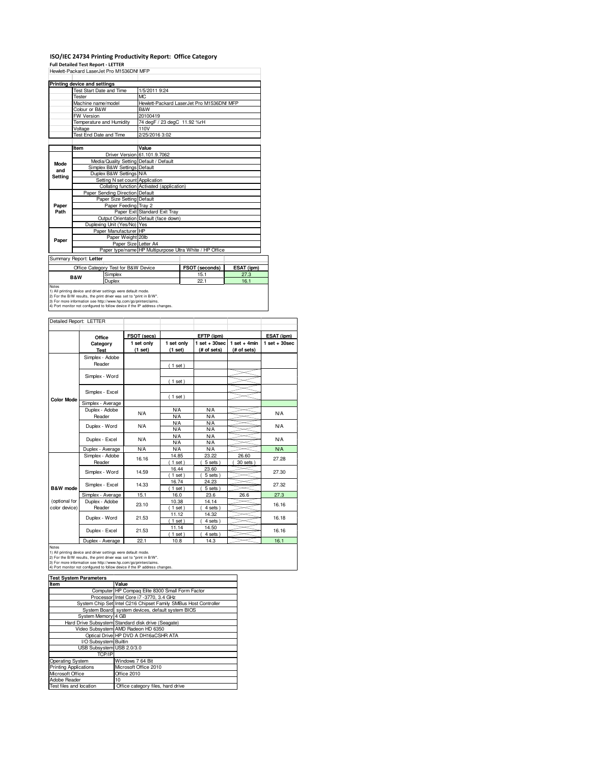# ISO/IEC 24734 Printing Productivity Report: Office Category

**Full Detailed Test Report - LETTER**

Hewlett-Packard LaserJet Pro M1536DNf MFP

| Printing device and settings | |
|---|---|
| Test Start Date and Time | 1/5/2011 9:24 |
| Tester | MC |
| Machine name/model | Hewlett-Packard LaserJet Pro M1536DNf MFP |
| Colour or B&W | B&W |
| FW Version | 20100419 |
| Temperature and Humidity | 74 degF / 23 degC 11.92 %rH |
| Voltage | 110V |
| Test End Date and Time | 2/25/2016 3:02 |

| | Item | Value |
|---|---|---|
| Mode and Setting | Driver Version | 61.101.9.7062 |
| | Media/Quality Setting | Default / Default |
| | Simplex B&W Settings | Default |
| | Duplex B&W Settings | N/A |
| | Setting N set count | Application |
| | Collating function | Activated (application) |
| Paper Path | Paper Sending Direction | Default |
| | Paper Size Setting | Default |
| | Paper Feeding | Tray 2 |
| | Paper Exit | Standard Exit Tray |
| | Output Orientation | Default (face down) |
| | Duplexing Unit (Yes/No) | Yes |
| Paper | Paper Manufacturer | HP |
| | Paper Weight | 20lb |
| | Paper Size | Letter A4 |
| | Paper type/name | HP Multipurpose Ultra White / HP Office |

Summary Report: **Letter**

| Office Category Test for B&W Device | | FSOT (seconds) | ESAT (ipm) |
|---|---|---|---|
| B&W | Simplex | 15.1 | 27.3 |
| | Duplex | 22.1 | 16.1 |

Notes
1) All printing device and driver settings were default mode.
2) For the B/W results, the print driver was set to "print in B/W".
3) For more information see http://www.hp.com/go/printerclaims.
4) Port monitor not configured to follow device if the IP address changes.

Detailed Report: LETTER

| | Office Category Test | FSOT (secs) 1 set only (1 set) | EFTP (ipm) 1 set only (1 set) | EFTP (ipm) 1 set + 30sec (# of sets) | EFTP (ipm) 1 set + 4min (# of sets) | ESAT (ipm) 1 set + 30sec |
|---|---|---|---|---|---|---|
| Color Mode | Simplex - Adobe Reader | | ( 1 set ) | | | |
| | Simplex - Word | | ( 1 set ) | | | |
| | Simplex - Excel | | ( 1 set ) | | | |
| | Simplex - Average | | | | | |
| | Duplex - Adobe Reader | N/A | N/A<br>N/A | N/A<br>N/A | | N/A |
| | Duplex - Word | N/A | N/A<br>N/A | N/A<br>N/A | | N/A |
| | Duplex - Excel | N/A | N/A<br>N/A | N/A<br>N/A | | N/A |
| | Duplex - Average | N/A | N/A | N/A | | N/A |
| B&W mode (optional for color device) | Simplex - Adobe Reader | 16.16 | 14.85<br>( 1 set ) | 23.22<br>( 5 sets ) | 26.60<br>( 30 sets ) | 27.28 |
| | Simplex - Word | 14.59 | 16.44<br>( 1 set ) | 23.60<br>( 5 sets ) | | 27.30 |
| | Simplex - Excel | 14.33 | 16.74<br>( 1 set ) | 24.23<br>( 5 sets ) | | 27.32 |
| | Simplex - Average | 15.1 | 16.0 | 23.6 | 26.6 | 27.3 |
| | Duplex - Adobe Reader | 23.10 | 10.38<br>( 1 set ) | 14.14<br>( 4 sets ) | | 16.16 |
| | Duplex - Word | 21.53 | 11.12<br>( 1 set ) | 14.32<br>( 4 sets ) | | 16.18 |
| | Duplex - Excel | 21.53 | 11.14<br>( 1 set ) | 14.50<br>( 4 sets ) | | 16.16 |
| | Duplex - Average | 22.1 | 10.8 | 14.3 | | 16.1 |

Notes
1) All printing device and driver settings were default mode.
2) For the B/W results, the print driver was set to "print in B/W".
3) For more information see http://www.hp.com/go/printerclaims.
4) Port monitor not configured to follow device if the IP address changes.

| Test System Parameters | |
|---|---|
| **Item** | **Value** |
| Computer | HP Compaq Elite 8300 Small Form Factor |
| Processor | Intel Core i7 -3770, 3.4 GHz |
| System Chip Set | Intel C216 Chipset Family SMBus Host Controller |
| System Board | system devices, default system BIOS |
| System Memory | 4 GB |
| Hard Drive Subsystem | Standard disk drive (Seagate) |
| Video Subsystem | AMD Radeon HD 6350 |
| Optical Drive | HP DVD A DH16aCSHR ATA |
| I/O Subsystem | Builtin |
| USB Subsystem | USB 2.0/3.0 |
| TCP/IP | |
| Operating System | Windows 7 64 Bit |
| Printing Applications | Microsoft Office 2010 |
| Microsoft Office | Office 2010 |
| Adobe Reader | 10 |
| Test files and location | Office category files, hard drive |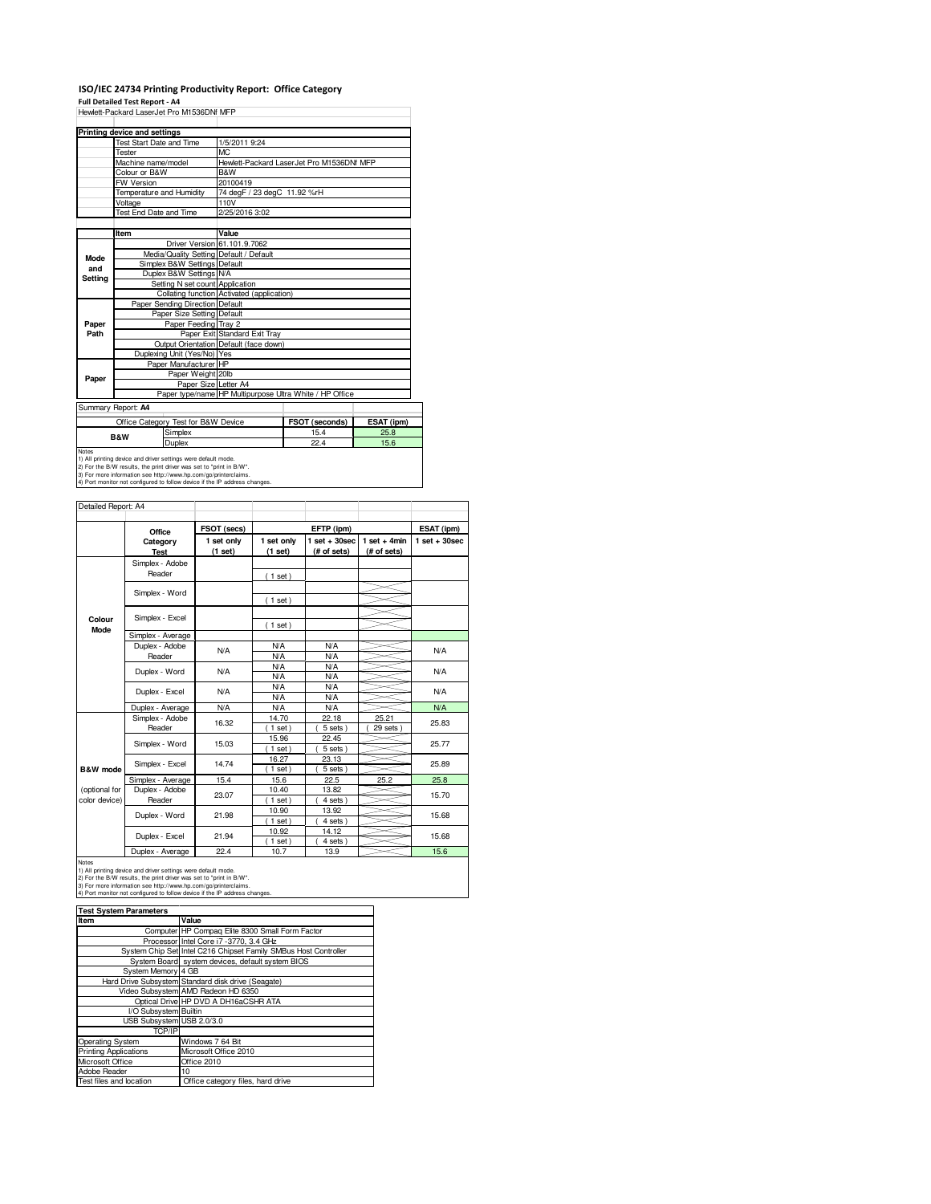## ISO/IEC 24734 Printing Productivity Report: Office Category

**Full Detailed Test Report - A4**

Hewlett-Packard LaserJet Pro M1536DNf MFP

| Printing device and settings | |
|---|---|
| Test Start Date and Time | 1/5/2011 9:24 |
| Tester | MC |
| Machine name/model | Hewlett-Packard LaserJet Pro M1536DNf MFP |
| Colour or B&W | B&W |
| FW Version | 20100419 |
| Temperature and Humidity | 74 degF / 23 degC 11.92 %rH |
| Voltage | 110V |
| Test End Date and Time | 2/25/2016 3:02 |

| | Item | Value |
|---|---|---|
| Mode and Setting | Driver Version | 61.101.9.7062 |
| | Media/Quality Setting | Default / Default |
| | Simplex B&W Settings | Default |
| | Duplex B&W Settings | N/A |
| | Setting N set count | Application |
| | Collating function | Activated (application) |
| Paper Path | Paper Sending Direction | Default |
| | Paper Size Setting | Default |
| | Paper Feeding | Tray 2 |
| | Paper Exit | Standard Exit Tray |
| | Output Orientation | Default (face down) |
| | Duplexing Unit (Yes/No) | Yes |
| Paper | Paper Manufacturer | HP |
| | Paper Weight | 20lb |
| | Paper Size | Letter A4 |
| | Paper type/name | HP Multipurpose Ultra White / HP Office |

Summary Report: **A4**

| Office Category Test for B&W Device | | FSOT (seconds) | ESAT (ipm) |
|---|---|---|---|
| B&W | Simplex | 15.4 | 25.8 |
| | Duplex | 22.4 | 15.6 |

Notes
1) All printing device and driver settings were default mode.
2) For the B/W results, the print driver was set to "print in B/W".
3) For more information see http://www.hp.com/go/printerclaims.
4) Port monitor not configured to follow device if the IP address changes.

Detailed Report: A4

| | Office Category Test | FSOT (secs) 1 set only (1 set) | EFTP (ipm) 1 set only (1 set) | EFTP (ipm) 1 set + 30sec (# of sets) | EFTP (ipm) 1 set + 4min (# of sets) | ESAT (ipm) 1 set + 30sec |
|---|---|---|---|---|---|---|
| Colour Mode | Simplex - Adobe Reader | | ( 1 set ) | | | |
| | Simplex - Word | | ( 1 set ) | | | |
| | Simplex - Excel | | ( 1 set ) | | | |
| | Simplex - Average | | | | | |
| | Duplex - Adobe Reader | N/A | N/A<br>N/A | N/A<br>N/A | | N/A |
| | Duplex - Word | N/A | N/A<br>N/A | N/A<br>N/A | | N/A |
| | Duplex - Excel | N/A | N/A<br>N/A | N/A<br>N/A | | N/A |
| | Duplex - Average | N/A | N/A | N/A | | N/A |
| B&W mode (optional for color device) | Simplex - Adobe Reader | 16.32 | 14.70<br>( 1 set ) | 22.18<br>( 5 sets ) | 25.21<br>( 29 sets ) | 25.83 |
| | Simplex - Word | 15.03 | 15.96<br>( 1 set ) | 22.45<br>( 5 sets ) | | 25.77 |
| | Simplex - Excel | 14.74 | 16.27<br>( 1 set ) | 23.13<br>( 5 sets ) | | 25.89 |
| | Simplex - Average | 15.4 | 15.6 | 22.5 | 25.2 | 25.8 |
| | Duplex - Adobe Reader | 23.07 | 10.40<br>( 1 set ) | 13.82<br>( 4 sets ) | | 15.70 |
| | Duplex - Word | 21.98 | 10.90<br>( 1 set ) | 13.92<br>( 4 sets ) | | 15.68 |
| | Duplex - Excel | 21.94 | 10.92<br>( 1 set ) | 14.12<br>( 4 sets ) | | 15.68 |
| | Duplex - Average | 22.4 | 10.7 | 13.9 | | 15.6 |

Notes
1) All printing device and driver settings were default mode.
2) For the B/W results, the print driver was set to "print in B/W".
3) For more information see http://www.hp.com/go/printerclaims.
4) Port monitor not configured to follow device if the IP address changes.

| Test System Parameters | |
|---|---|
| **Item** | **Value** |
| Computer | HP Compaq Elite 8300 Small Form Factor |
| Processor | Intel Core i7 -3770, 3.4 GHz |
| System Chip Set | Intel C216 Chipset Family SMBus Host Controller |
| System Board | system devices, default system BIOS |
| System Memory | 4 GB |
| Hard Drive Subsystem | Standard disk drive (Seagate) |
| Video Subsystem | AMD Radeon HD 6350 |
| Optical Drive | HP DVD A DH16aCSHR ATA |
| I/O Subsystem | Builtin |
| USB Subsystem | USB 2.0/3.0 |
| TCP/IP | |
| Operating System | Windows 7 64 Bit |
| Printing Applications | Microsoft Office 2010 |
| Microsoft Office | Office 2010 |
| Adobe Reader | 10 |
| Test files and location | Office category files, hard drive |